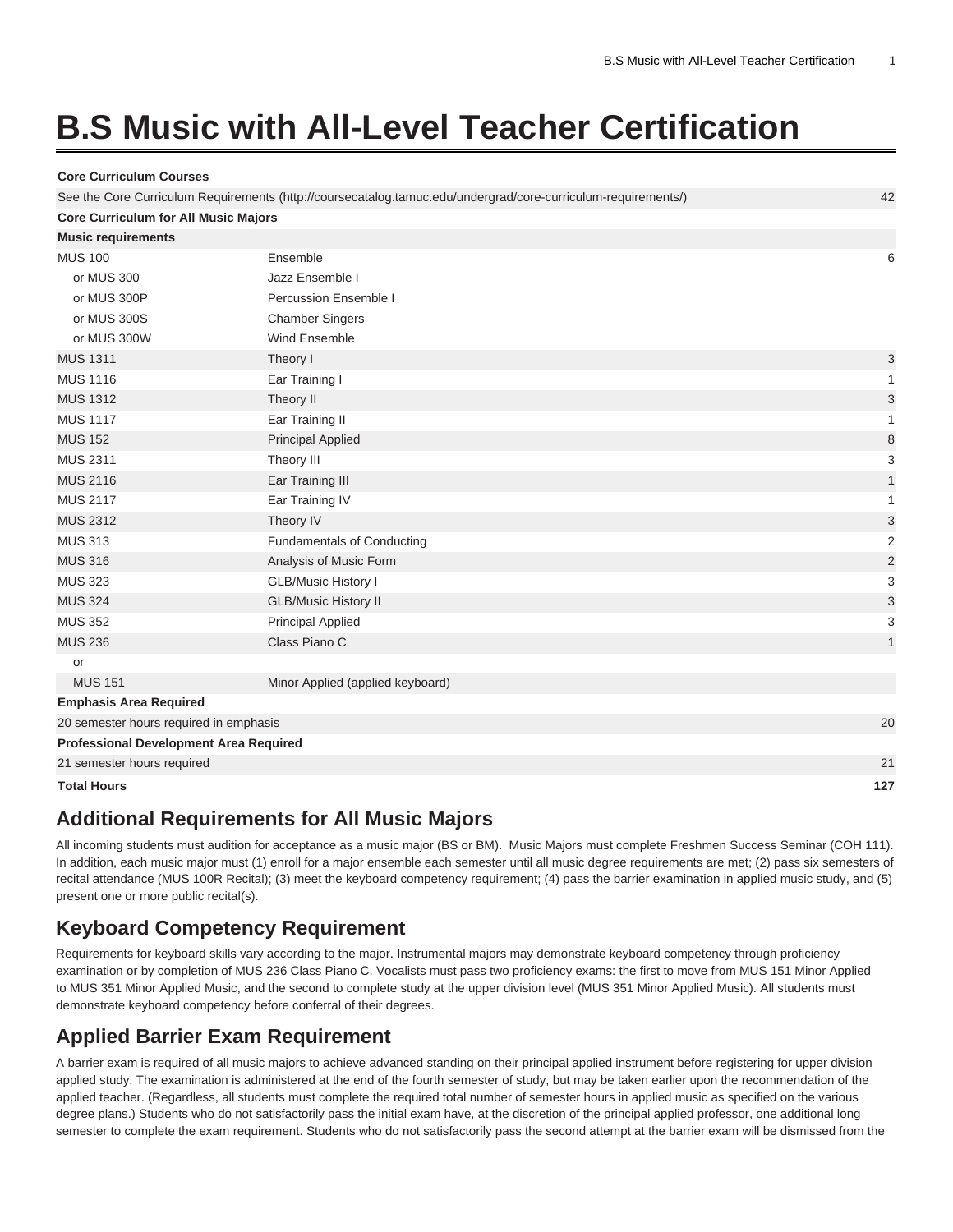# B.S Music with All-Level Teacher Certification

| Core Curriculum Courses | | |
|---|---|---|
| See the Core Curriculum Requirements (http://coursecatalog.tamuc.edu/undergrad/core-curriculum-requirements/) | | 42 |
| **Core Curriculum for All Music Majors** | | |
| **Music requirements** | | |
| MUS 100 | Ensemble | 6 |
| or MUS 300 | Jazz Ensemble I | |
| or MUS 300P | Percussion Ensemble I | |
| or MUS 300S | Chamber Singers | |
| or MUS 300W | Wind Ensemble | |
| MUS 1311 | Theory I | 3 |
| MUS 1116 | Ear Training I | 1 |
| MUS 1312 | Theory II | 3 |
| MUS 1117 | Ear Training II | 1 |
| MUS 152 | Principal Applied | 8 |
| MUS 2311 | Theory III | 3 |
| MUS 2116 | Ear Training III | 1 |
| MUS 2117 | Ear Training IV | 1 |
| MUS 2312 | Theory IV | 3 |
| MUS 313 | Fundamentals of Conducting | 2 |
| MUS 316 | Analysis of Music Form | 2 |
| MUS 323 | GLB/Music History I | 3 |
| MUS 324 | GLB/Music History II | 3 |
| MUS 352 | Principal Applied | 3 |
| MUS 236 | Class Piano C | 1 |
| or | | |
| MUS 151 | Minor Applied (applied keyboard) | |
| **Emphasis Area Required** | | |
| 20 semester hours required in emphasis | | 20 |
| **Professional Development Area Required** | | |
| 21 semester hours required | | 21 |
| **Total Hours** | | **127** |

## Additional Requirements for All Music Majors

All incoming students must audition for acceptance as a music major (BS or BM). Music Majors must complete Freshmen Success Seminar (COH 111). In addition, each music major must (1) enroll for a major ensemble each semester until all music degree requirements are met; (2) pass six semesters of recital attendance (MUS 100R Recital); (3) meet the keyboard competency requirement; (4) pass the barrier examination in applied music study, and (5) present one or more public recital(s).

## Keyboard Competency Requirement

Requirements for keyboard skills vary according to the major. Instrumental majors may demonstrate keyboard competency through proficiency examination or by completion of MUS 236 Class Piano C. Vocalists must pass two proficiency exams: the first to move from MUS 151 Minor Applied to MUS 351 Minor Applied Music, and the second to complete study at the upper division level (MUS 351 Minor Applied Music). All students must demonstrate keyboard competency before conferral of their degrees.

## Applied Barrier Exam Requirement

A barrier exam is required of all music majors to achieve advanced standing on their principal applied instrument before registering for upper division applied study. The examination is administered at the end of the fourth semester of study, but may be taken earlier upon the recommendation of the applied teacher. (Regardless, all students must complete the required total number of semester hours in applied music as specified on the various degree plans.) Students who do not satisfactorily pass the initial exam have, at the discretion of the principal applied professor, one additional long semester to complete the exam requirement. Students who do not satisfactorily pass the second attempt at the barrier exam will be dismissed from the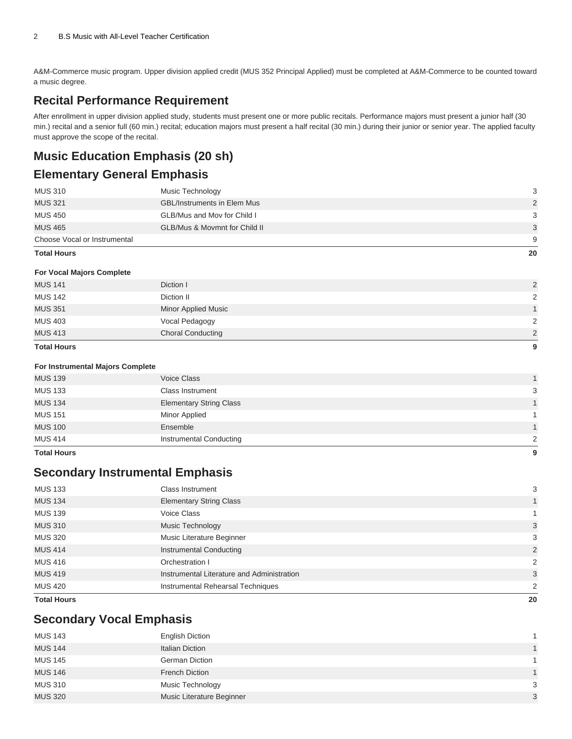A&M-Commerce music program. Upper division applied credit (MUS 352 Principal Applied) must be completed at A&M-Commerce to be counted toward a music degree.

## Recital Performance Requirement

After enrollment in upper division applied study, students must present one or more public recitals. Performance majors must present a junior half (30 min.) recital and a senior full (60 min.) recital; education majors must present a half recital (30 min.) during their junior or senior year. The applied faculty must approve the scope of the recital.

## Music Education Emphasis (20 sh)

## Elementary General Emphasis

| | | |
|---|---|---|
| MUS 310 | Music Technology | 3 |
| MUS 321 | GBL/Instruments in Elem Mus | 2 |
| MUS 450 | GLB/Mus and Mov for Child I | 3 |
| MUS 465 | GLB/Mus & Movmnt for Child II | 3 |
| Choose Vocal or Instrumental | | 9 |
| **Total Hours** | | **20** |

**For Vocal Majors Complete**

| | | |
|---|---|---|
| MUS 141 | Diction I | 2 |
| MUS 142 | Diction II | 2 |
| MUS 351 | Minor Applied Music | 1 |
| MUS 403 | Vocal Pedagogy | 2 |
| MUS 413 | Choral Conducting | 2 |
| **Total Hours** | | **9** |

**For Instrumental Majors Complete**

| | | |
|---|---|---|
| MUS 139 | Voice Class | 1 |
| MUS 133 | Class Instrument | 3 |
| MUS 134 | Elementary String Class | 1 |
| MUS 151 | Minor Applied | 1 |
| MUS 100 | Ensemble | 1 |
| MUS 414 | Instrumental Conducting | 2 |
| **Total Hours** | | **9** |

## Secondary Instrumental Emphasis

| | | |
|---|---|---|
| MUS 133 | Class Instrument | 3 |
| MUS 134 | Elementary String Class | 1 |
| MUS 139 | Voice Class | 1 |
| MUS 310 | Music Technology | 3 |
| MUS 320 | Music Literature Beginner | 3 |
| MUS 414 | Instrumental Conducting | 2 |
| MUS 416 | Orchestration I | 2 |
| MUS 419 | Instrumental Literature and Administration | 3 |
| MUS 420 | Instrumental Rehearsal Techniques | 2 |
| **Total Hours** | | **20** |

## Secondary Vocal Emphasis

| | | |
|---|---|---|
| MUS 143 | English Diction | 1 |
| MUS 144 | Italian Diction | 1 |
| MUS 145 | German Diction | 1 |
| MUS 146 | French Diction | 1 |
| MUS 310 | Music Technology | 3 |
| MUS 320 | Music Literature Beginner | 3 |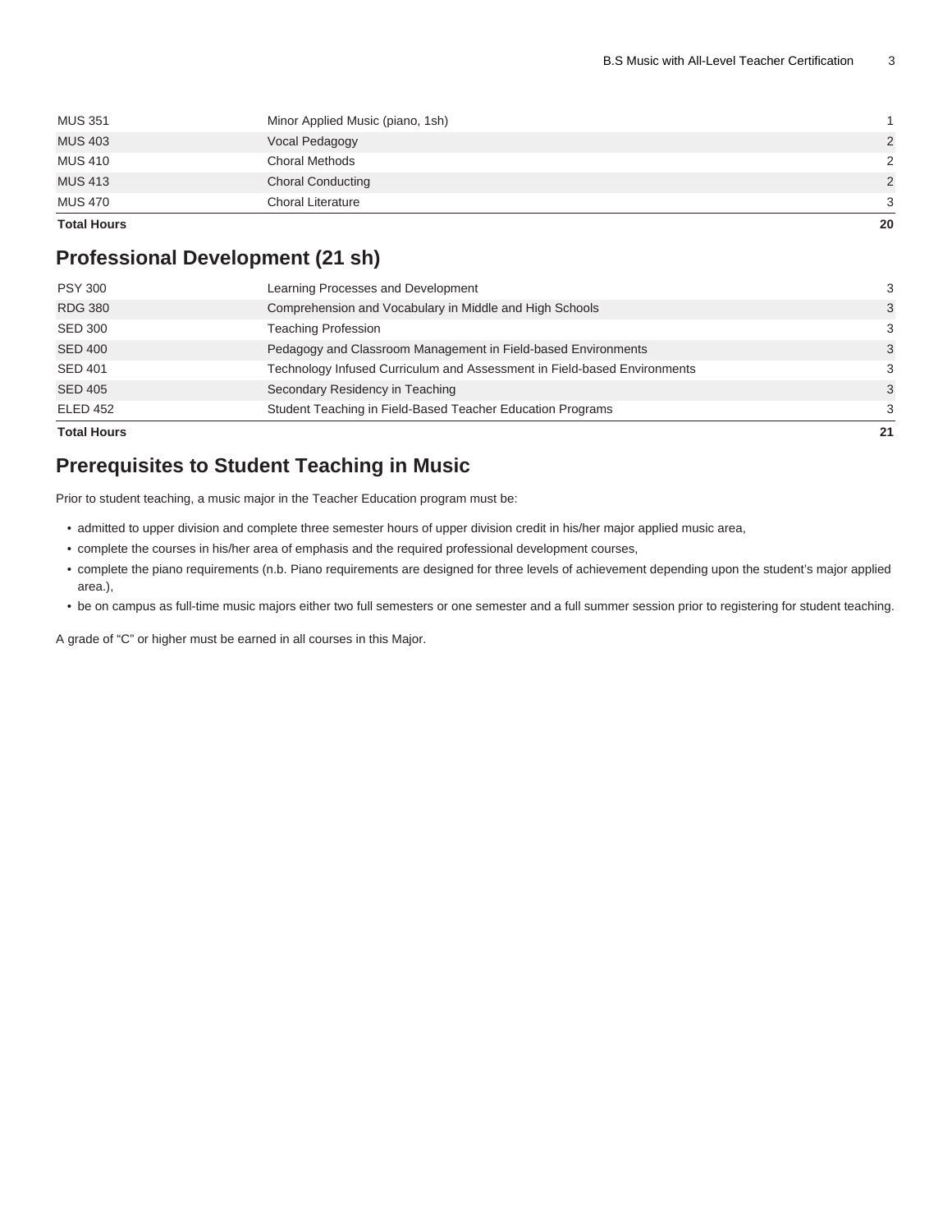| | | |
|---|---|---|
| MUS 351 | Minor Applied Music (piano, 1sh) | 1 |
| MUS 403 | Vocal Pedagogy | 2 |
| MUS 410 | Choral Methods | 2 |
| MUS 413 | Choral Conducting | 2 |
| MUS 470 | Choral Literature | 3 |
| **Total Hours** | | **20** |

## Professional Development (21 sh)

| | | |
|---|---|---|
| PSY 300 | Learning Processes and Development | 3 |
| RDG 380 | Comprehension and Vocabulary in Middle and High Schools | 3 |
| SED 300 | Teaching Profession | 3 |
| SED 400 | Pedagogy and Classroom Management in Field-based Environments | 3 |
| SED 401 | Technology Infused Curriculum and Assessment in Field-based Environments | 3 |
| SED 405 | Secondary Residency in Teaching | 3 |
| ELED 452 | Student Teaching in Field-Based Teacher Education Programs | 3 |
| **Total Hours** | | **21** |

## Prerequisites to Student Teaching in Music

Prior to student teaching, a music major in the Teacher Education program must be:

- admitted to upper division and complete three semester hours of upper division credit in his/her major applied music area,
- complete the courses in his/her area of emphasis and the required professional development courses,
- complete the piano requirements (n.b. Piano requirements are designed for three levels of achievement depending upon the student's major applied area.),
- be on campus as full-time music majors either two full semesters or one semester and a full summer session prior to registering for student teaching.

A grade of "C" or higher must be earned in all courses in this Major.